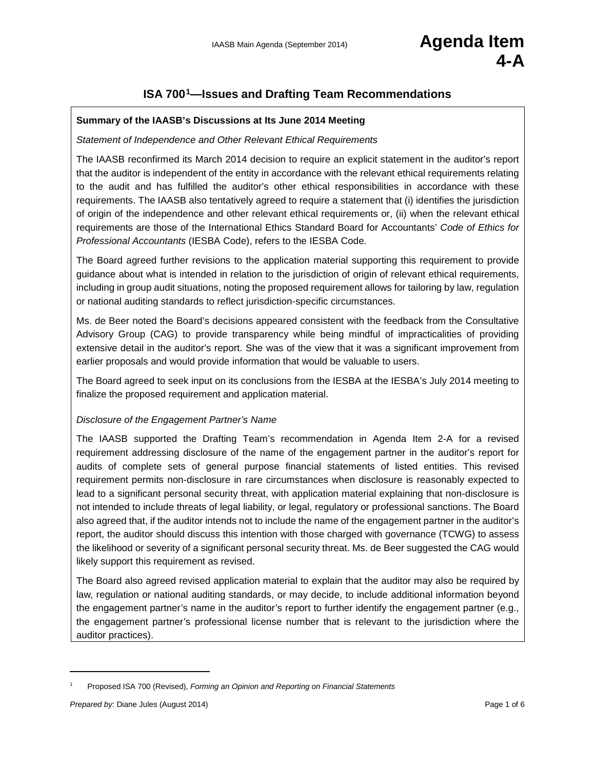# Agenda Item 4-A

## ISA 700[1]—Issues and Drafting Team Recommendations

**Summary of the IAASB's Discussions at Its June 2014 Meeting**

*Statement of Independence and Other Relevant Ethical Requirements*

The IAASB reconfirmed its March 2014 decision to require an explicit statement in the auditor's report that the auditor is independent of the entity in accordance with the relevant ethical requirements relating to the audit and has fulfilled the auditor's other ethical responsibilities in accordance with these requirements. The IAASB also tentatively agreed to require a statement that (i) identifies the jurisdiction of origin of the independence and other relevant ethical requirements or, (ii) when the relevant ethical requirements are those of the International Ethics Standard Board for Accountants' *Code of Ethics for Professional Accountants* (IESBA Code), refers to the IESBA Code.

The Board agreed further revisions to the application material supporting this requirement to provide guidance about what is intended in relation to the jurisdiction of origin of relevant ethical requirements, including in group audit situations, noting the proposed requirement allows for tailoring by law, regulation or national auditing standards to reflect jurisdiction-specific circumstances.

Ms. de Beer noted the Board's decisions appeared consistent with the feedback from the Consultative Advisory Group (CAG) to provide transparency while being mindful of impracticalities of providing extensive detail in the auditor's report. She was of the view that it was a significant improvement from earlier proposals and would provide information that would be valuable to users.

The Board agreed to seek input on its conclusions from the IESBA at the IESBA's July 2014 meeting to finalize the proposed requirement and application material.

*Disclosure of the Engagement Partner's Name*

The IAASB supported the Drafting Team's recommendation in Agenda Item 2-A for a revised requirement addressing disclosure of the name of the engagement partner in the auditor's report for audits of complete sets of general purpose financial statements of listed entities. This revised requirement permits non-disclosure in rare circumstances when disclosure is reasonably expected to lead to a significant personal security threat, with application material explaining that non-disclosure is not intended to include threats of legal liability, or legal, regulatory or professional sanctions. The Board also agreed that, if the auditor intends not to include the name of the engagement partner in the auditor's report, the auditor should discuss this intention with those charged with governance (TCWG) to assess the likelihood or severity of a significant personal security threat. Ms. de Beer suggested the CAG would likely support this requirement as revised.

The Board also agreed revised application material to explain that the auditor may also be required by law, regulation or national auditing standards, or may decide, to include additional information beyond the engagement partner's name in the auditor's report to further identify the engagement partner (e.g., the engagement partner's professional license number that is relevant to the jurisdiction where the auditor practices).

---

[1] Proposed ISA 700 (Revised), *Forming an Opinion and Reporting on Financial Statements*

*Prepared by*: Diane Jules (August 2014)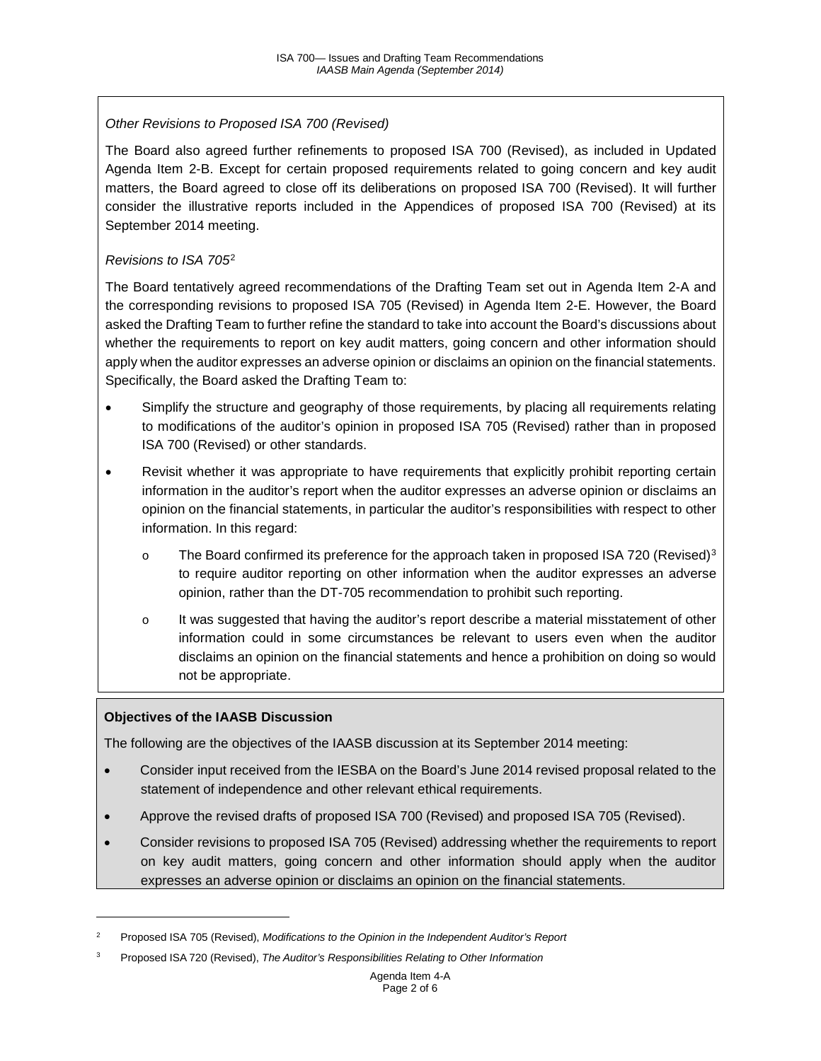*Other Revisions to Proposed ISA 700 (Revised)*

The Board also agreed further refinements to proposed ISA 700 (Revised), as included in Updated Agenda Item 2-B. Except for certain proposed requirements related to going concern and key audit matters, the Board agreed to close off its deliberations on proposed ISA 700 (Revised). It will further consider the illustrative reports included in the Appendices of proposed ISA 700 (Revised) at its September 2014 meeting.

*Revisions to ISA 705*[2]

The Board tentatively agreed recommendations of the Drafting Team set out in Agenda Item 2-A and the corresponding revisions to proposed ISA 705 (Revised) in Agenda Item 2-E. However, the Board asked the Drafting Team to further refine the standard to take into account the Board's discussions about whether the requirements to report on key audit matters, going concern and other information should apply when the auditor expresses an adverse opinion or disclaims an opinion on the financial statements. Specifically, the Board asked the Drafting Team to:

- Simplify the structure and geography of those requirements, by placing all requirements relating to modifications of the auditor's opinion in proposed ISA 705 (Revised) rather than in proposed ISA 700 (Revised) or other standards.
- Revisit whether it was appropriate to have requirements that explicitly prohibit reporting certain information in the auditor's report when the auditor expresses an adverse opinion or disclaims an opinion on the financial statements, in particular the auditor's responsibilities with respect to other information. In this regard:
  - The Board confirmed its preference for the approach taken in proposed ISA 720 (Revised)[3] to require auditor reporting on other information when the auditor expresses an adverse opinion, rather than the DT-705 recommendation to prohibit such reporting.
  - It was suggested that having the auditor's report describe a material misstatement of other information could in some circumstances be relevant to users even when the auditor disclaims an opinion on the financial statements and hence a prohibition on doing so would not be appropriate.

**Objectives of the IAASB Discussion**

The following are the objectives of the IAASB discussion at its September 2014 meeting:

- Consider input received from the IESBA on the Board's June 2014 revised proposal related to the statement of independence and other relevant ethical requirements.
- Approve the revised drafts of proposed ISA 700 (Revised) and proposed ISA 705 (Revised).
- Consider revisions to proposed ISA 705 (Revised) addressing whether the requirements to report on key audit matters, going concern and other information should apply when the auditor expresses an adverse opinion or disclaims an opinion on the financial statements.

---

[2] Proposed ISA 705 (Revised), *Modifications to the Opinion in the Independent Auditor's Report*

[3] Proposed ISA 720 (Revised), *The Auditor's Responsibilities Relating to Other Information*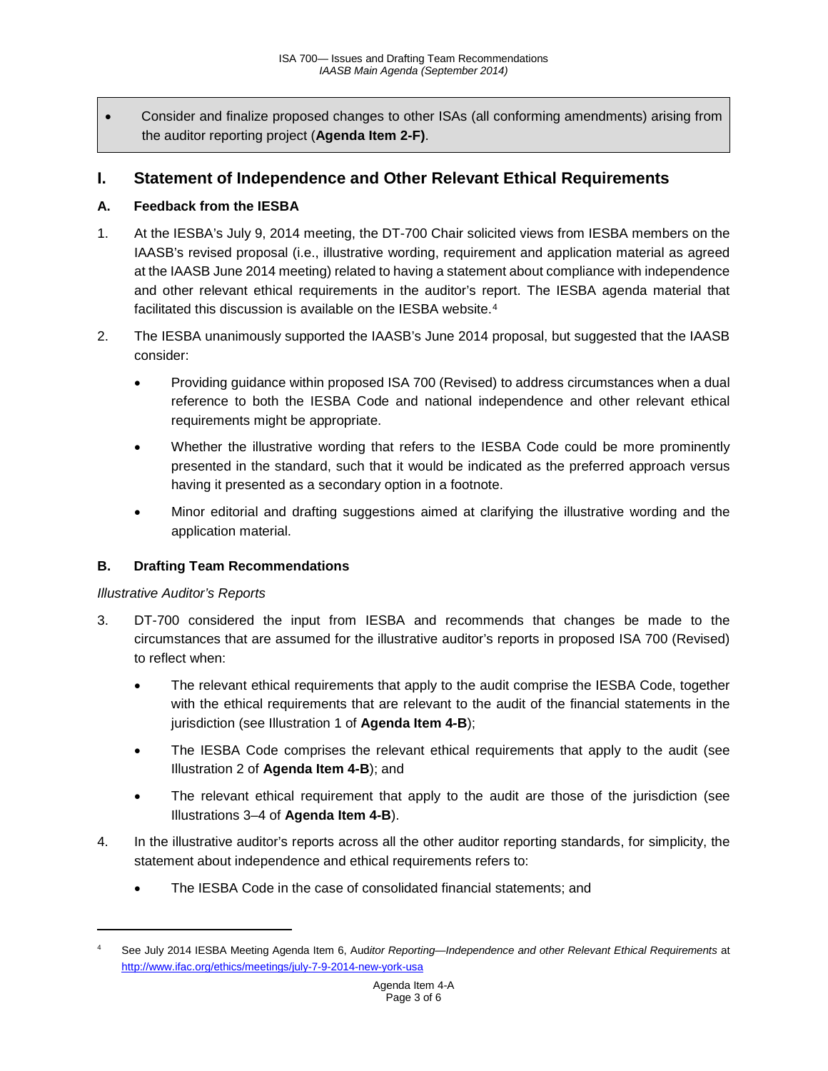- Consider and finalize proposed changes to other ISAs (all conforming amendments) arising from the auditor reporting project (**Agenda Item 2-F**).

## I. Statement of Independence and Other Relevant Ethical Requirements

### A. Feedback from the IESBA

1. At the IESBA's July 9, 2014 meeting, the DT-700 Chair solicited views from IESBA members on the IAASB's revised proposal (i.e., illustrative wording, requirement and application material as agreed at the IAASB June 2014 meeting) related to having a statement about compliance with independence and other relevant ethical requirements in the auditor's report. The IESBA agenda material that facilitated this discussion is available on the IESBA website.[4]

2. The IESBA unanimously supported the IAASB's June 2014 proposal, but suggested that the IAASB consider:
   - Providing guidance within proposed ISA 700 (Revised) to address circumstances when a dual reference to both the IESBA Code and national independence and other relevant ethical requirements might be appropriate.
   - Whether the illustrative wording that refers to the IESBA Code could be more prominently presented in the standard, such that it would be indicated as the preferred approach versus having it presented as a secondary option in a footnote.
   - Minor editorial and drafting suggestions aimed at clarifying the illustrative wording and the application material.

### B. Drafting Team Recommendations

*Illustrative Auditor's Reports*

3. DT-700 considered the input from IESBA and recommends that changes be made to the circumstances that are assumed for the illustrative auditor's reports in proposed ISA 700 (Revised) to reflect when:
   - The relevant ethical requirements that apply to the audit comprise the IESBA Code, together with the ethical requirements that are relevant to the audit of the financial statements in the jurisdiction (see Illustration 1 of **Agenda Item 4-B**);
   - The IESBA Code comprises the relevant ethical requirements that apply to the audit (see Illustration 2 of **Agenda Item 4-B**); and
   - The relevant ethical requirement that apply to the audit are those of the jurisdiction (see Illustrations 3–4 of **Agenda Item 4-B**).

4. In the illustrative auditor's reports across all the other auditor reporting standards, for simplicity, the statement about independence and ethical requirements refers to:
   - The IESBA Code in the case of consolidated financial statements; and

---

[4] See July 2014 IESBA Meeting Agenda Item 6, *Auditor Reporting—Independence and other Relevant Ethical Requirements* at http://www.ifac.org/ethics/meetings/july-7-9-2014-new-york-usa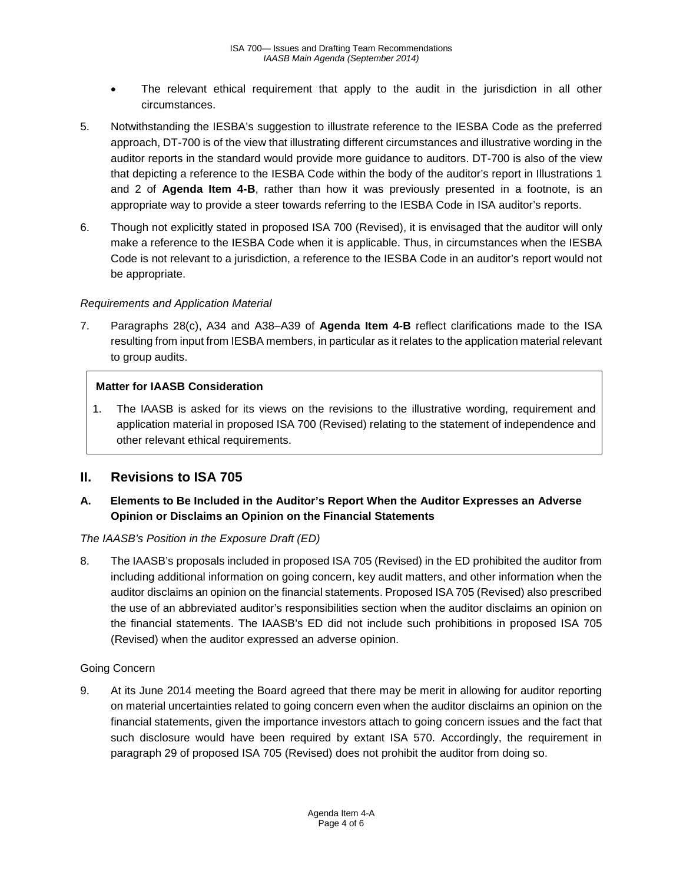- The relevant ethical requirement that apply to the audit in the jurisdiction in all other circumstances.

5. Notwithstanding the IESBA's suggestion to illustrate reference to the IESBA Code as the preferred approach, DT-700 is of the view that illustrating different circumstances and illustrative wording in the auditor reports in the standard would provide more guidance to auditors. DT-700 is also of the view that depicting a reference to the IESBA Code within the body of the auditor's report in Illustrations 1 and 2 of **Agenda Item 4-B**, rather than how it was previously presented in a footnote, is an appropriate way to provide a steer towards referring to the IESBA Code in ISA auditor's reports.

6. Though not explicitly stated in proposed ISA 700 (Revised), it is envisaged that the auditor will only make a reference to the IESBA Code when it is applicable. Thus, in circumstances when the IESBA Code is not relevant to a jurisdiction, a reference to the IESBA Code in an auditor's report would not be appropriate.

*Requirements and Application Material*

7. Paragraphs 28(c), A34 and A38–A39 of **Agenda Item 4-B** reflect clarifications made to the ISA resulting from input from IESBA members, in particular as it relates to the application material relevant to group audits.

> **Matter for IAASB Consideration**
>
> 1. The IAASB is asked for its views on the revisions to the illustrative wording, requirement and application material in proposed ISA 700 (Revised) relating to the statement of independence and other relevant ethical requirements.

## II. Revisions to ISA 705

### A. Elements to Be Included in the Auditor's Report When the Auditor Expresses an Adverse Opinion or Disclaims an Opinion on the Financial Statements

*The IAASB's Position in the Exposure Draft (ED)*

8. The IAASB's proposals included in proposed ISA 705 (Revised) in the ED prohibited the auditor from including additional information on going concern, key audit matters, and other information when the auditor disclaims an opinion on the financial statements. Proposed ISA 705 (Revised) also prescribed the use of an abbreviated auditor's responsibilities section when the auditor disclaims an opinion on the financial statements. The IAASB's ED did not include such prohibitions in proposed ISA 705 (Revised) when the auditor expressed an adverse opinion.

Going Concern

9. At its June 2014 meeting the Board agreed that there may be merit in allowing for auditor reporting on material uncertainties related to going concern even when the auditor disclaims an opinion on the financial statements, given the importance investors attach to going concern issues and the fact that such disclosure would have been required by extant ISA 570. Accordingly, the requirement in paragraph 29 of proposed ISA 705 (Revised) does not prohibit the auditor from doing so.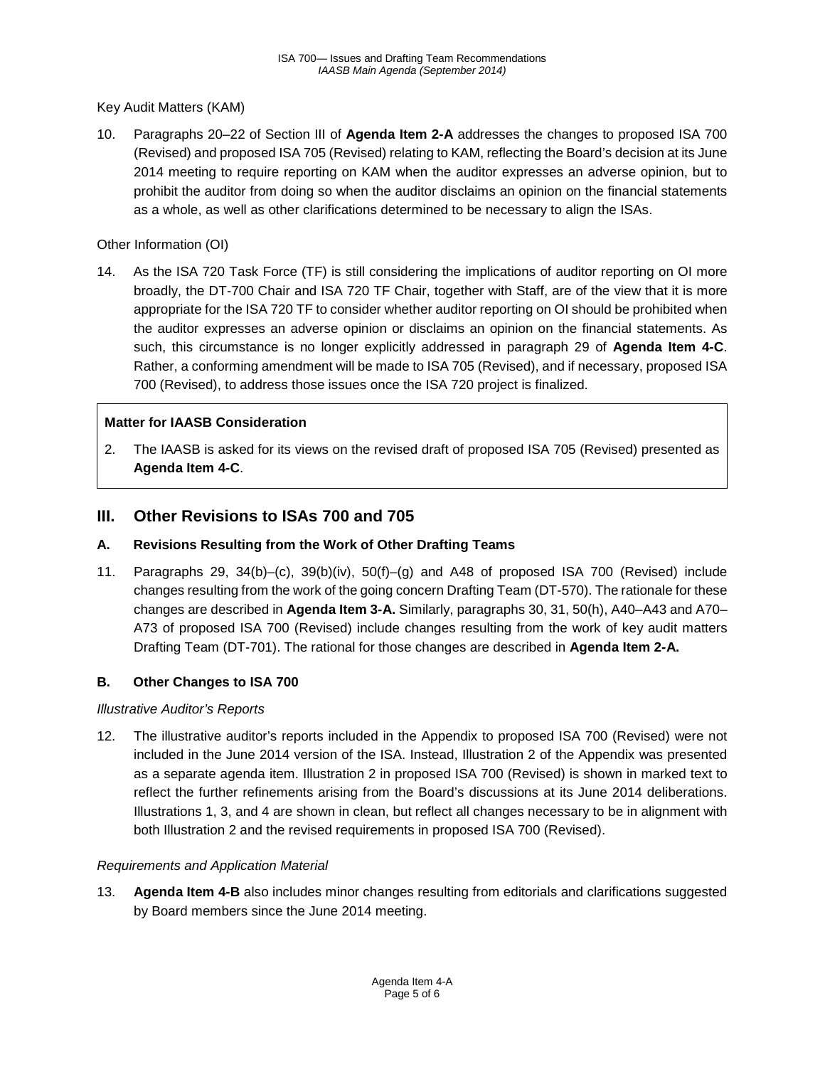Key Audit Matters (KAM)

10. Paragraphs 20–22 of Section III of **Agenda Item 2-A** addresses the changes to proposed ISA 700 (Revised) and proposed ISA 705 (Revised) relating to KAM, reflecting the Board's decision at its June 2014 meeting to require reporting on KAM when the auditor expresses an adverse opinion, but to prohibit the auditor from doing so when the auditor disclaims an opinion on the financial statements as a whole, as well as other clarifications determined to be necessary to align the ISAs.

Other Information (OI)

14. As the ISA 720 Task Force (TF) is still considering the implications of auditor reporting on OI more broadly, the DT-700 Chair and ISA 720 TF Chair, together with Staff, are of the view that it is more appropriate for the ISA 720 TF to consider whether auditor reporting on OI should be prohibited when the auditor expresses an adverse opinion or disclaims an opinion on the financial statements. As such, this circumstance is no longer explicitly addressed in paragraph 29 of **Agenda Item 4-C**. Rather, a conforming amendment will be made to ISA 705 (Revised), and if necessary, proposed ISA 700 (Revised), to address those issues once the ISA 720 project is finalized.

**Matter for IAASB Consideration**

2. The IAASB is asked for its views on the revised draft of proposed ISA 705 (Revised) presented as **Agenda Item 4-C**.

## III. Other Revisions to ISAs 700 and 705

### A. Revisions Resulting from the Work of Other Drafting Teams

11. Paragraphs 29, 34(b)–(c), 39(b)(iv), 50(f)–(g) and A48 of proposed ISA 700 (Revised) include changes resulting from the work of the going concern Drafting Team (DT-570). The rationale for these changes are described in **Agenda Item 3-A.** Similarly, paragraphs 30, 31, 50(h), A40–A43 and A70–A73 of proposed ISA 700 (Revised) include changes resulting from the work of key audit matters Drafting Team (DT-701). The rational for those changes are described in **Agenda Item 2-A.**

### B. Other Changes to ISA 700

*Illustrative Auditor's Reports*

12. The illustrative auditor's reports included in the Appendix to proposed ISA 700 (Revised) were not included in the June 2014 version of the ISA. Instead, Illustration 2 of the Appendix was presented as a separate agenda item. Illustration 2 in proposed ISA 700 (Revised) is shown in marked text to reflect the further refinements arising from the Board's discussions at its June 2014 deliberations. Illustrations 1, 3, and 4 are shown in clean, but reflect all changes necessary to be in alignment with both Illustration 2 and the revised requirements in proposed ISA 700 (Revised).

*Requirements and Application Material*

13. **Agenda Item 4-B** also includes minor changes resulting from editorials and clarifications suggested by Board members since the June 2014 meeting.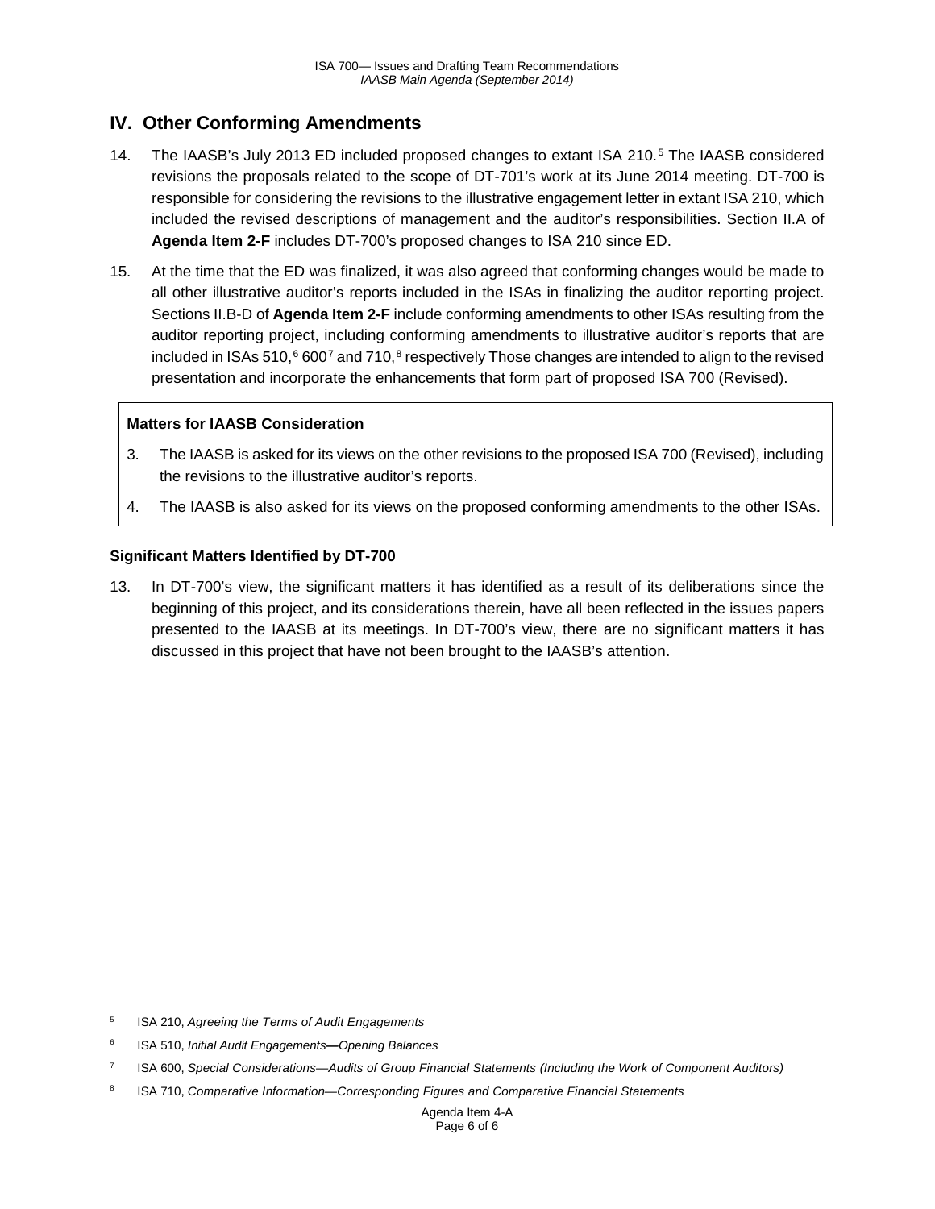## IV. Other Conforming Amendments

14. The IAASB's July 2013 ED included proposed changes to extant ISA 210.[5] The IAASB considered revisions the proposals related to the scope of DT-701's work at its June 2014 meeting. DT-700 is responsible for considering the revisions to the illustrative engagement letter in extant ISA 210, which included the revised descriptions of management and the auditor's responsibilities. Section II.A of **Agenda Item 2-F** includes DT-700's proposed changes to ISA 210 since ED.

15. At the time that the ED was finalized, it was also agreed that conforming changes would be made to all other illustrative auditor's reports included in the ISAs in finalizing the auditor reporting project. Sections II.B-D of **Agenda Item 2-F** include conforming amendments to other ISAs resulting from the auditor reporting project, including conforming amendments to illustrative auditor's reports that are included in ISAs 510,[6] 600[7] and 710,[8] respectively Those changes are intended to align to the revised presentation and incorporate the enhancements that form part of proposed ISA 700 (Revised).

**Matters for IAASB Consideration**

3. The IAASB is asked for its views on the other revisions to the proposed ISA 700 (Revised), including the revisions to the illustrative auditor's reports.

4. The IAASB is also asked for its views on the proposed conforming amendments to the other ISAs.

### Significant Matters Identified by DT-700

13. In DT-700's view, the significant matters it has identified as a result of its deliberations since the beginning of this project, and its considerations therein, have all been reflected in the issues papers presented to the IAASB at its meetings. In DT-700's view, there are no significant matters it has discussed in this project that have not been brought to the IAASB's attention.

---

[5] ISA 210, *Agreeing the Terms of Audit Engagements*

[6] ISA 510, *Initial Audit Engagements—Opening Balances*

[7] ISA 600, *Special Considerations—Audits of Group Financial Statements (Including the Work of Component Auditors)*

[8] ISA 710, *Comparative Information—Corresponding Figures and Comparative Financial Statements*